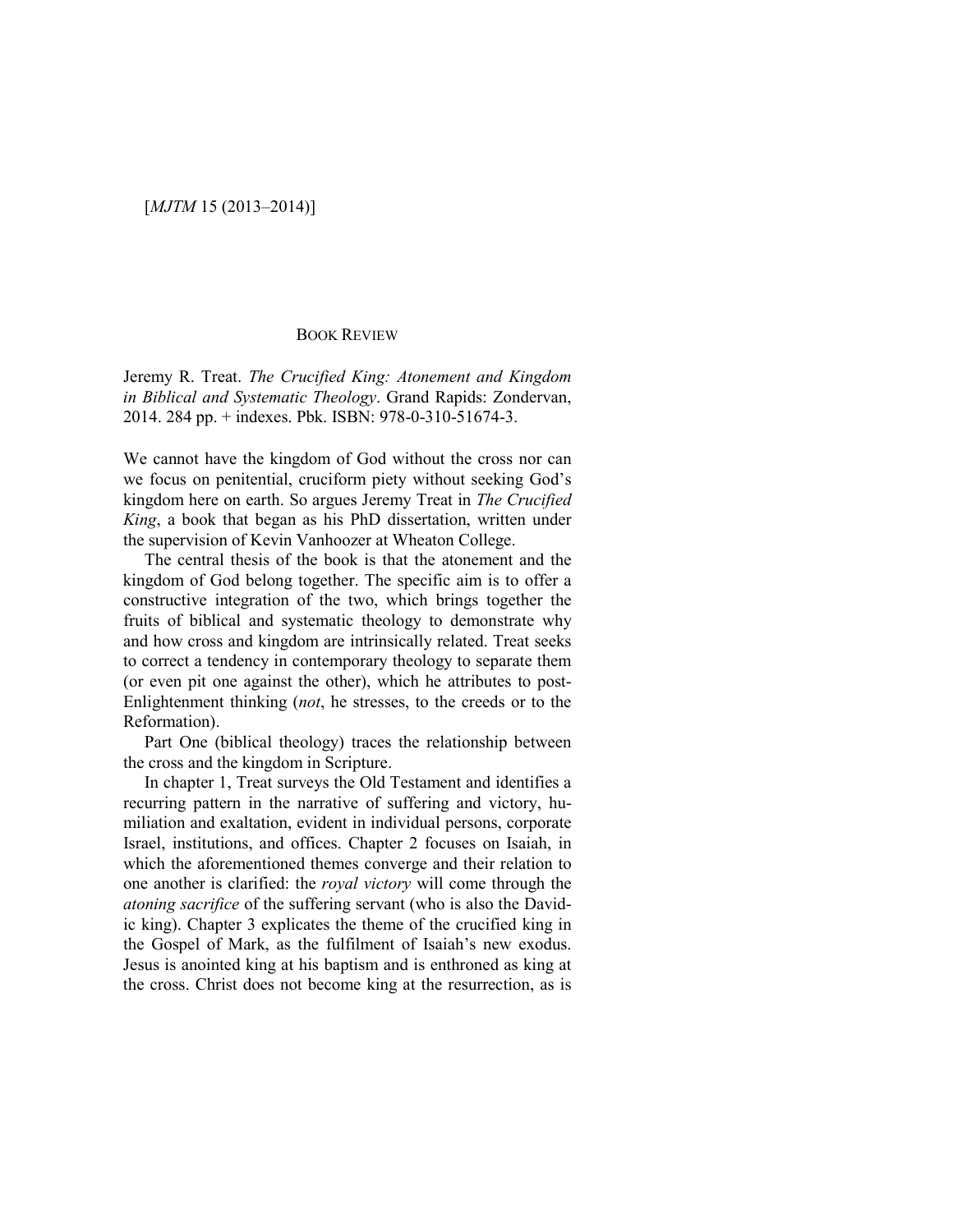BOOK REVIEW

Jeremy R. Treat. *The Crucified King: Atonement and Kingdom in Biblical and Systematic Theology*. Grand Rapids: Zondervan, 2014. 284 pp. + indexes. Pbk. ISBN: 978-0-310-51674-3.

We cannot have the kingdom of God without the cross nor can we focus on penitential, cruciform piety without seeking God's kingdom here on earth. So argues Jeremy Treat in *The Crucified King*, a book that began as his PhD dissertation, written under the supervision of Kevin Vanhoozer at Wheaton College.

The central thesis of the book is that the atonement and the kingdom of God belong together. The specific aim is to offer a constructive integration of the two, which brings together the fruits of biblical and systematic theology to demonstrate why and how cross and kingdom are intrinsically related. Treat seeks to correct a tendency in contemporary theology to separate them (or even pit one against the other), which he attributes to post-Enlightenment thinking (*not*, he stresses, to the creeds or to the Reformation).

Part One (biblical theology) traces the relationship between the cross and the kingdom in Scripture.

In chapter 1, Treat surveys the Old Testament and identifies a recurring pattern in the narrative of suffering and victory, humiliation and exaltation, evident in individual persons, corporate Israel, institutions, and offices. Chapter 2 focuses on Isaiah, in which the aforementioned themes converge and their relation to one another is clarified: the *royal victory* will come through the *atoning sacrifice* of the suffering servant (who is also the Davidic king). Chapter 3 explicates the theme of the crucified king in the Gospel of Mark, as the fulfilment of Isaiah's new exodus. Jesus is anointed king at his baptism and is enthroned as king at the cross. Christ does not become king at the resurrection, as is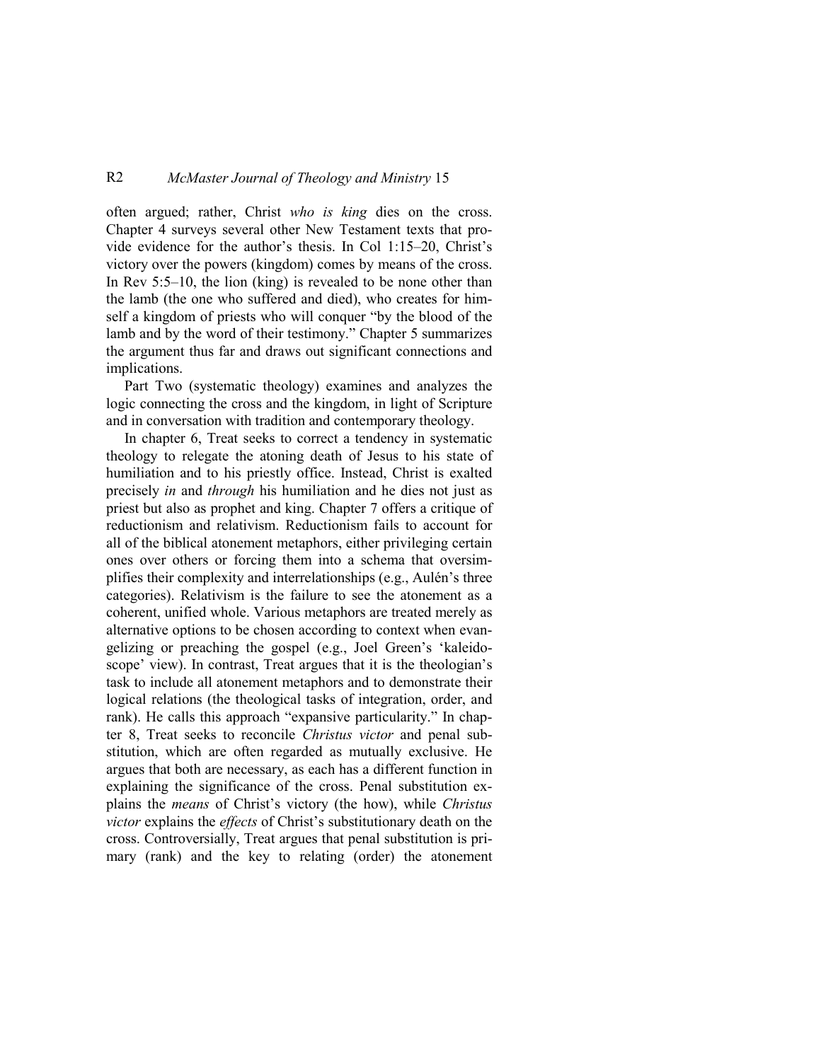often argued; rather, Christ *who is king* dies on the cross. Chapter 4 surveys several other New Testament texts that provide evidence for the author's thesis. In Col 1:15–20, Christ's victory over the powers (kingdom) comes by means of the cross. In Rev 5:5–10, the lion (king) is revealed to be none other than the lamb (the one who suffered and died), who creates for himself a kingdom of priests who will conquer "by the blood of the lamb and by the word of their testimony." Chapter 5 summarizes the argument thus far and draws out significant connections and implications.

Part Two (systematic theology) examines and analyzes the logic connecting the cross and the kingdom, in light of Scripture and in conversation with tradition and contemporary theology.

In chapter 6, Treat seeks to correct a tendency in systematic theology to relegate the atoning death of Jesus to his state of humiliation and to his priestly office. Instead, Christ is exalted precisely *in* and *through* his humiliation and he dies not just as priest but also as prophet and king. Chapter 7 offers a critique of reductionism and relativism. Reductionism fails to account for all of the biblical atonement metaphors, either privileging certain ones over others or forcing them into a schema that oversimplifies their complexity and interrelationships (e.g., Aulén's three categories). Relativism is the failure to see the atonement as a coherent, unified whole. Various metaphors are treated merely as alternative options to be chosen according to context when evangelizing or preaching the gospel (e.g., Joel Green's 'kaleidoscope' view). In contrast, Treat argues that it is the theologian's task to include all atonement metaphors and to demonstrate their logical relations (the theological tasks of integration, order, and rank). He calls this approach "expansive particularity." In chapter 8, Treat seeks to reconcile *Christus victor* and penal substitution, which are often regarded as mutually exclusive. He argues that both are necessary, as each has a different function in explaining the significance of the cross. Penal substitution explains the *means* of Christ's victory (the how), while *Christus victor* explains the *effects* of Christ's substitutionary death on the cross. Controversially, Treat argues that penal substitution is primary (rank) and the key to relating (order) the atonement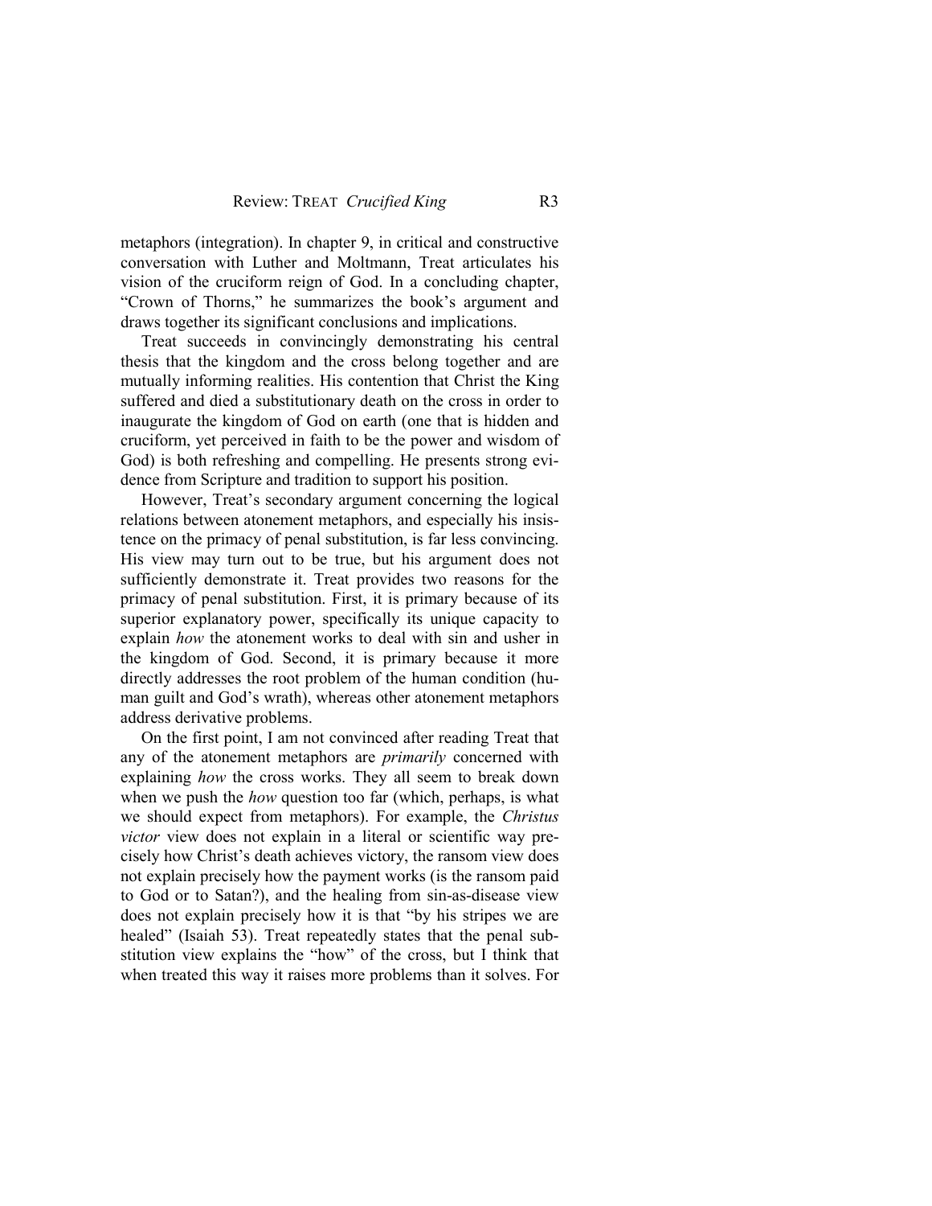metaphors (integration). In chapter 9, in critical and constructive conversation with Luther and Moltmann, Treat articulates his vision of the cruciform reign of God. In a concluding chapter, "Crown of Thorns," he summarizes the book's argument and draws together its significant conclusions and implications.

Treat succeeds in convincingly demonstrating his central thesis that the kingdom and the cross belong together and are mutually informing realities. His contention that Christ the King suffered and died a substitutionary death on the cross in order to inaugurate the kingdom of God on earth (one that is hidden and cruciform, yet perceived in faith to be the power and wisdom of God) is both refreshing and compelling. He presents strong evidence from Scripture and tradition to support his position.

However, Treat's secondary argument concerning the logical relations between atonement metaphors, and especially his insistence on the primacy of penal substitution, is far less convincing. His view may turn out to be true, but his argument does not sufficiently demonstrate it. Treat provides two reasons for the primacy of penal substitution. First, it is primary because of its superior explanatory power, specifically its unique capacity to explain *how* the atonement works to deal with sin and usher in the kingdom of God. Second, it is primary because it more directly addresses the root problem of the human condition (human guilt and God's wrath), whereas other atonement metaphors address derivative problems.

On the first point, I am not convinced after reading Treat that any of the atonement metaphors are *primarily* concerned with explaining *how* the cross works. They all seem to break down when we push the *how* question too far (which, perhaps, is what we should expect from metaphors). For example, the *Christus victor* view does not explain in a literal or scientific way precisely how Christ's death achieves victory, the ransom view does not explain precisely how the payment works (is the ransom paid to God or to Satan?), and the healing from sin-as-disease view does not explain precisely how it is that "by his stripes we are healed" (Isaiah 53). Treat repeatedly states that the penal substitution view explains the "how" of the cross, but I think that when treated this way it raises more problems than it solves. For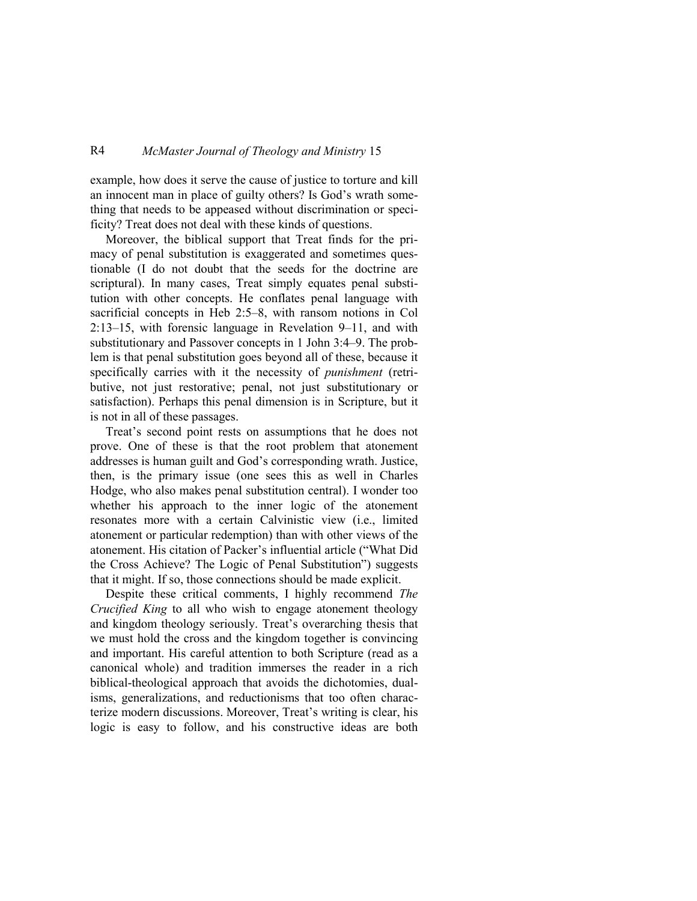example, how does it serve the cause of justice to torture and kill an innocent man in place of guilty others? Is God's wrath something that needs to be appeased without discrimination or specificity? Treat does not deal with these kinds of questions.

Moreover, the biblical support that Treat finds for the primacy of penal substitution is exaggerated and sometimes questionable (I do not doubt that the seeds for the doctrine are scriptural). In many cases, Treat simply equates penal substitution with other concepts. He conflates penal language with sacrificial concepts in Heb 2:5–8, with ransom notions in Col 2:13–15, with forensic language in Revelation 9–11, and with substitutionary and Passover concepts in 1 John 3:4–9. The problem is that penal substitution goes beyond all of these, because it specifically carries with it the necessity of *punishment* (retributive, not just restorative; penal, not just substitutionary or satisfaction). Perhaps this penal dimension is in Scripture, but it is not in all of these passages.

Treat's second point rests on assumptions that he does not prove. One of these is that the root problem that atonement addresses is human guilt and God's corresponding wrath. Justice, then, is the primary issue (one sees this as well in Charles Hodge, who also makes penal substitution central). I wonder too whether his approach to the inner logic of the atonement resonates more with a certain Calvinistic view (i.e., limited atonement or particular redemption) than with other views of the atonement. His citation of Packer's influential article ("What Did the Cross Achieve? The Logic of Penal Substitution") suggests that it might. If so, those connections should be made explicit.

Despite these critical comments, I highly recommend *The Crucified King* to all who wish to engage atonement theology and kingdom theology seriously. Treat's overarching thesis that we must hold the cross and the kingdom together is convincing and important. His careful attention to both Scripture (read as a canonical whole) and tradition immerses the reader in a rich biblical-theological approach that avoids the dichotomies, dualisms, generalizations, and reductionisms that too often characterize modern discussions. Moreover, Treat's writing is clear, his logic is easy to follow, and his constructive ideas are both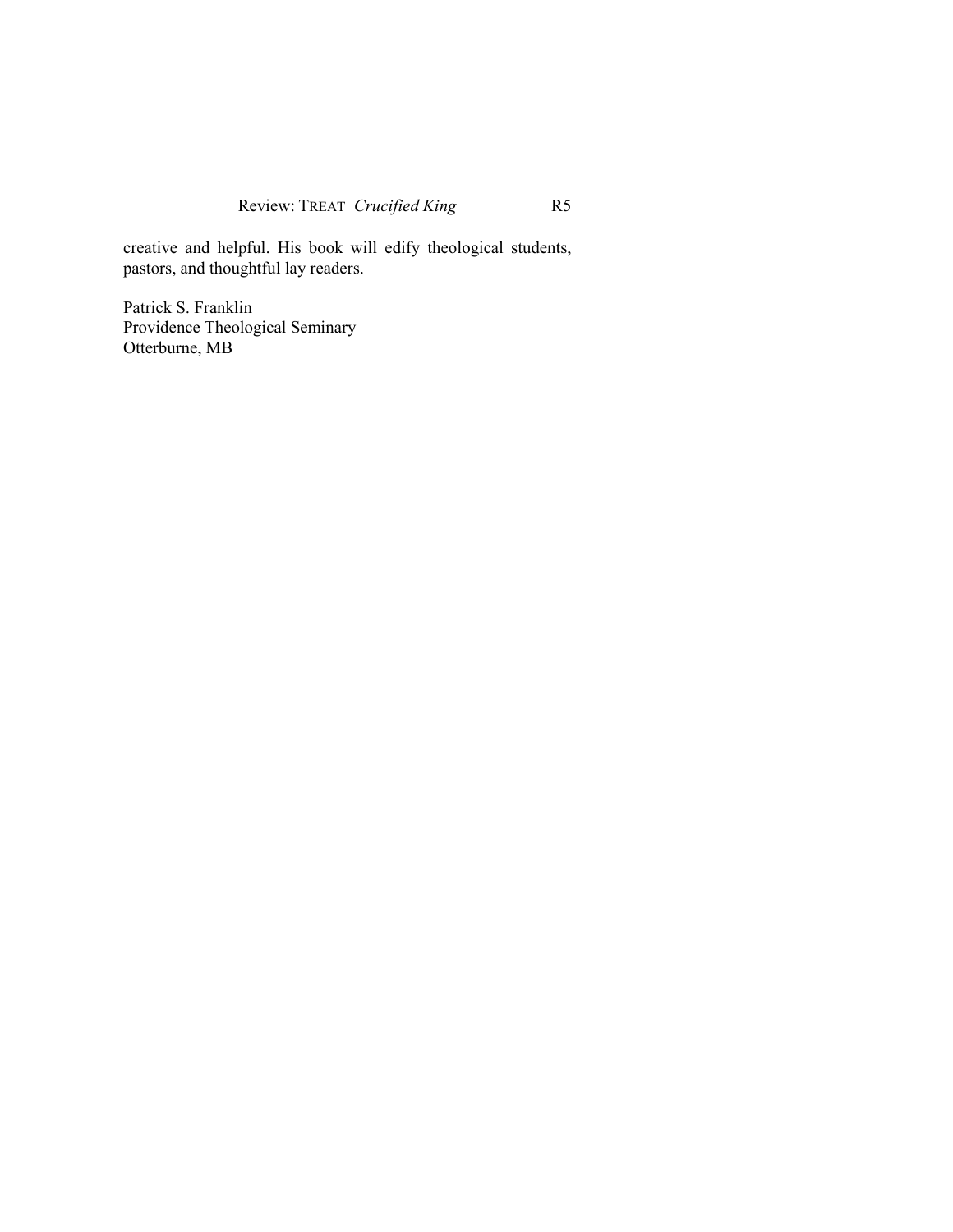creative and helpful. His book will edify theological students, pastors, and thoughtful lay readers.

Patrick S. Franklin
Providence Theological Seminary
Otterburne, MB